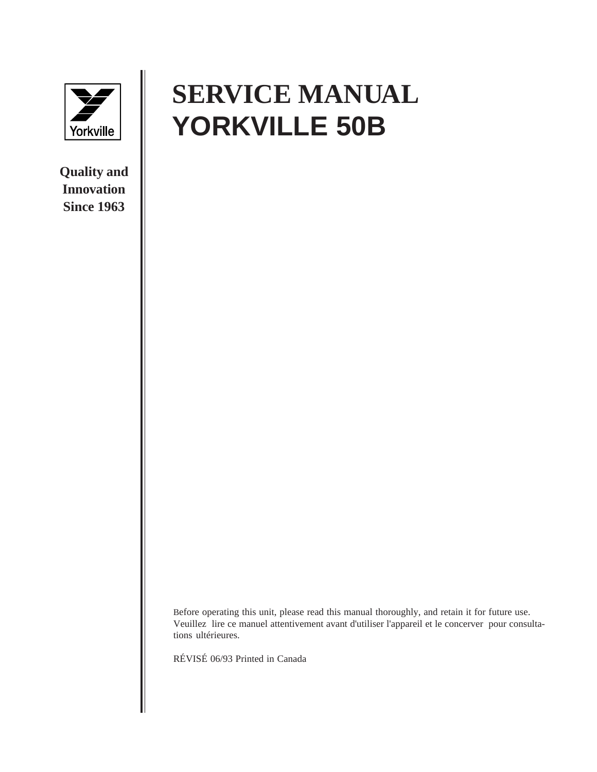Yorkville

**Quality and Innovation Since 1963**

# SERVICE MANUAL
# YORKVILLE 50B

Before operating this unit, please read this manual thoroughly, and retain it for future use.
Veuillez lire ce manuel attentivement avant d'utiliser l'appareil et le concerver pour consultations ultérieures.

RÉVISÉ 06/93 Printed in Canada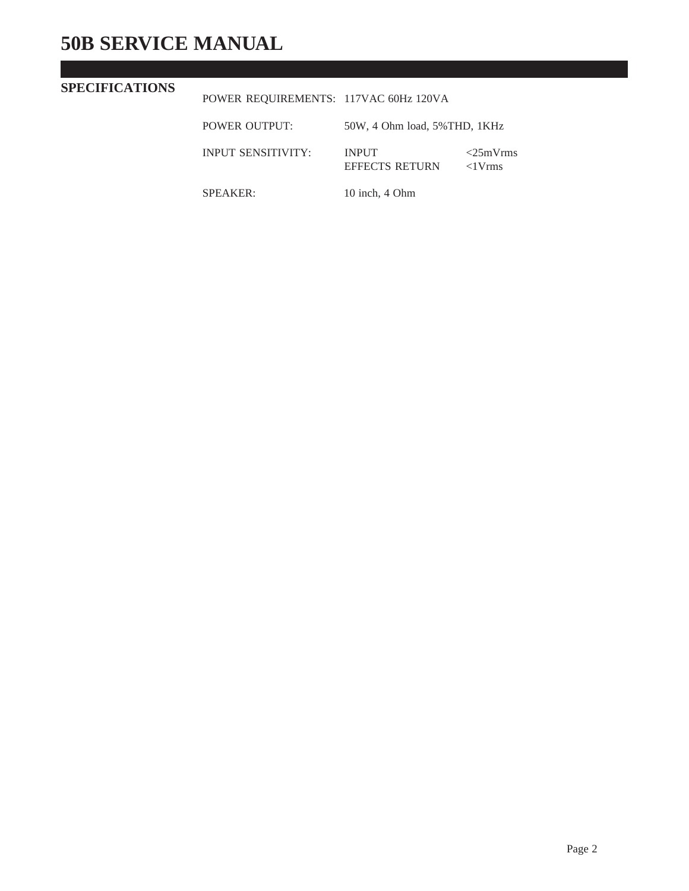# 50B SERVICE MANUAL

## SPECIFICATIONS

| | | |
|---|---|---|
| POWER REQUIREMENTS: | 117VAC 60Hz 120VA | |
| POWER OUTPUT: | 50W, 4 Ohm load, 5%THD, 1KHz | |
| INPUT SENSITIVITY: | INPUT | <25mVrms |
| | EFFECTS RETURN | <1Vrms |
| SPEAKER: | 10 inch, 4 Ohm | |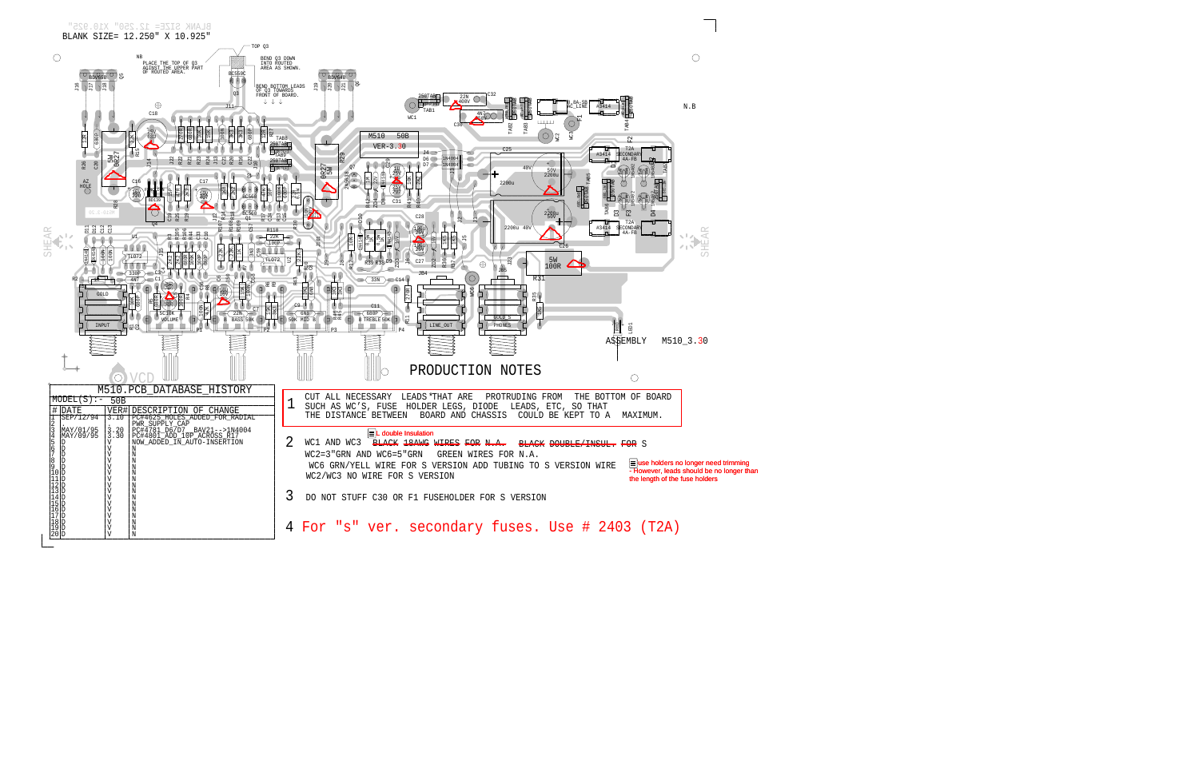BLANK SIZE= 12.250" X 10.925"

ASSEMBLY M510_3.30

# PRODUCTION NOTES

1. CUT ALL NECESSARY LEADS THAT ARE PROTRUDING FROM THE BOTTOM OF BOARD SUCH AS WC'S, FUSE HOLDER LEGS, DIODE LEADS, ETC, SO THAT THE DISTANCE BETWEEN BOARD AND CHASSIS COULD BE KEPT TO A MAXIMUM.

2. WC1 AND WC3 ~~BLACK 18AWG WIRES FOR N.A.~~ ~~BLACK DOUBLE/INSUL.~~ FOR S
   L double Insulation
   WC2=3"GRN AND WC6=5"GRN GREEN WIRES FOR N.A.
   WC6 GRN/YELL WIRE FOR S VERSION ADD TUBING TO S VERSION WIRE
   WC2/WC3 NO WIRE FOR S VERSION

   use holders no longer need trimming - However, leads should be no longer than the length of the fuse holders

3. DO NOT STUFF C30 OR F1 FUSEHOLDER FOR S VERSION

4. For "s" ver. secondary fuses. Use # 2403 (T2A)

## M510.PCB_DATABASE_HISTORY

MODEL(S):- 50B

| # | DATE | VER# | DESCRIPTION OF CHANGE |
|---|---|---|---|
| 1 | SEP/12/94 | 3.10 | PC#4625_HOLES_ADDED_FOR_RADIAL PWR_SUPPLY_CAP |
| 2 | . | | |
| 3 | MAY/01/95 | 3.20 | PC#4781_D6/D7__BAV21-->1N4004 |
| 4 | MAY/09/95 | 3.30 | PC#4801_ADD 10P ACROSS R17 |
| 5 | D | V | NOW_ADDED_IN_AUTO-INSERTION |
| 6 | D | V | N |
| 7 | D | V | N |
| 8 | D | V | N |
| 9 | D | V | N |
| 10 | D | V | N |
| 11 | D | V | N |
| 12 | D | V | N |
| 13 | D | V | N |
| 14 | D | V | N |
| 15 | D | V | N |
| 16 | D | V | N |
| 17 | D | V | N |
| 18 | D | V | N |
| 19 | D | V | N |
| 20 | D | V | N |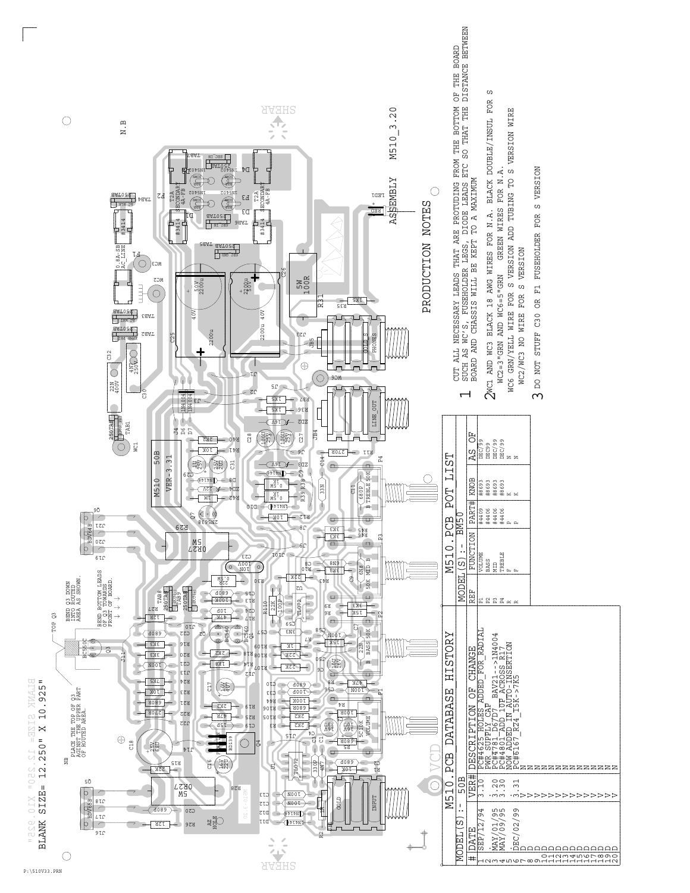BLANK SIZE= 12.250" X 10.925"

NB
PLACE THE TOP OF Q3 AGINST THE UPPER PART OF ROUTED AREA.

TOP Q3

BEND Q3 DOWN INTO ROUTED AREA AS SHOWN.

BEND BOTTOM LEADS OF Q3 TOWARDS FRONT OF BOARD.

N.B

M510_3.20

ASSEMBLY

## PRODUCTION NOTES

1 CUT ALL NECESSARY LEADS THAT ARE PROTUDING FROM THE BOTTOM OF THE BOARD SUCH AS WC'S, FUSEHOLDER LEGS, DIODE LEADS ETC SO THAT THE DISTANCE BETWEEN BOARD AND CHASSIS WILL BE KEPT TO A MAXIMUM

2 WC1 AND WC3 BLACK 18 AWG WIRES FOR N.A. BLACK DOUBLE/INSUL FOR S WC2=3"GRN AND WC6=5"GRN GREEN WIRES FOR N.A. WC6 GRN/YELL WIRE FOR S VERSION ADD TUBING TO S VERSION WIRE WC2/WC3 NO WIRE FOR S VERSION

3 DO NOT STUFF C30 OR F1 FUSEHOLDER FOR S VERSION

## M510.PCB DATABASE HISTORY

MODEL(S):- 50B

| # | DATE | VER# | DESCRIPTION OF CHANGE |
|---|---|---|---|
| 1 | SEP/12/94 | 3.10 | PC#4625 HOLES ADDED FOR RADIAL |
| 2 | . | . | PWR SUPPLY CAP |
| 3 | MAY/01/95 | 3.20 | PC#4781 D6D7 BAV21-->1N4004 |
| 4 | MAY/09/95 | 3.30 | PC#4801 ADD 10P ACROSS R17 |
| 5 | . | . | NOW ADDED IN AUTO-INSERTION |
| 6 | DEC/02/99 | 3.31 | PC#6167 R4 15K->7K5 |
| 7 | D | V | N |
| 8 | D | V | N |
| 9 | D | V | N |
| 10 | D | V | N |
| 11 | D | V | N |
| 12 | D | V | N |
| 13 | D | V | N |
| 14 | D | V | N |
| 15 | D | V | N |
| 16 | D | V | N |
| 17 | D | V | N |
| 18 | D | V | N |
| 19 | D | V | N |
| 20 | D | V | N |

## M510.PCB POT LIST

MODEL(S):- BM50

| REF | FUNCTION | PART# | KNOB | AS OF |
|---|---|---|---|---|
| P1 | VOLUME | #4409 | #8693 | DEC/99 |
| P2 | BASS | #4406 | #8693 | DEC/99 |
| P3 | MID | #4406 | #8693 | DEC/99 |
| P4 | TREBLE | #4406 | #8693 | DEC/99 |
| R | P | P | K | N |
| R | P | P | K | N |

M510 50B VER-3.31

P:\510V33.PRN